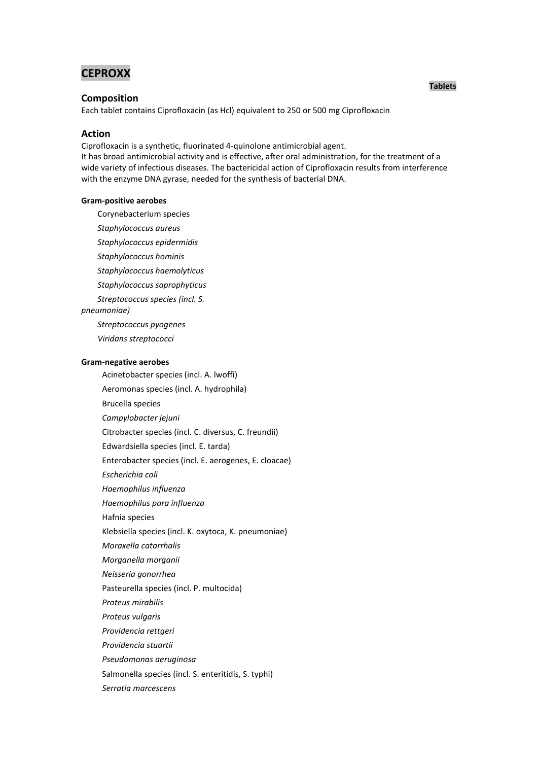# CEPROXX

**Tablets**

## Composition

Each tablet contains Ciprofloxacin (as Hcl) equivalent to 250 or 500 mg Ciprofloxacin

## Action

Ciprofloxacin is a synthetic, fluorinated 4-quinolone antimicrobial agent.
It has broad antimicrobial activity and is effective, after oral administration, for the treatment of a wide variety of infectious diseases. The bactericidal action of Ciprofloxacin results from interference with the enzyme DNA gyrase, needed for the synthesis of bacterial DNA.

#### Gram-positive aerobes

- Corynebacterium species
- *Staphylococcus aureus*
- *Staphylococcus epidermidis*
- *Staphylococcus hominis*
- *Staphylococcus haemolyticus*
- *Staphylococcus saprophyticus*
- *Streptococcus species (incl. S. pneumoniae)*
- *Streptococcus pyogenes*
- *Viridans streptococci*

#### Gram-negative aerobes

- Acinetobacter species (incl. A. lwoffi)
- Aeromonas species (incl. A. hydrophila)
- Brucella species
- *Campylobacter jejuni*
- Citrobacter species (incl. C. diversus, C. freundii)
- Edwardsiella species (incl. E. tarda)
- Enterobacter species (incl. E. aerogenes, E. cloacae)
- *Escherichia coli*
- *Haemophilus influenza*
- *Haemophilus para influenza*
- Hafnia species
- Klebsiella species (incl. K. oxytoca, K. pneumoniae)
- *Moraxella catarrhalis*
- *Morganella morganii*
- *Neisseria gonorrhea*
- Pasteurella species (incl. P. multocida)
- *Proteus mirabilis*
- *Proteus vulgaris*
- *Providencia rettgeri*
- *Providencia stuartii*
- *Pseudomonas aeruginosa*
- Salmonella species (incl. S. enteritidis, S. typhi)
- *Serratia marcescens*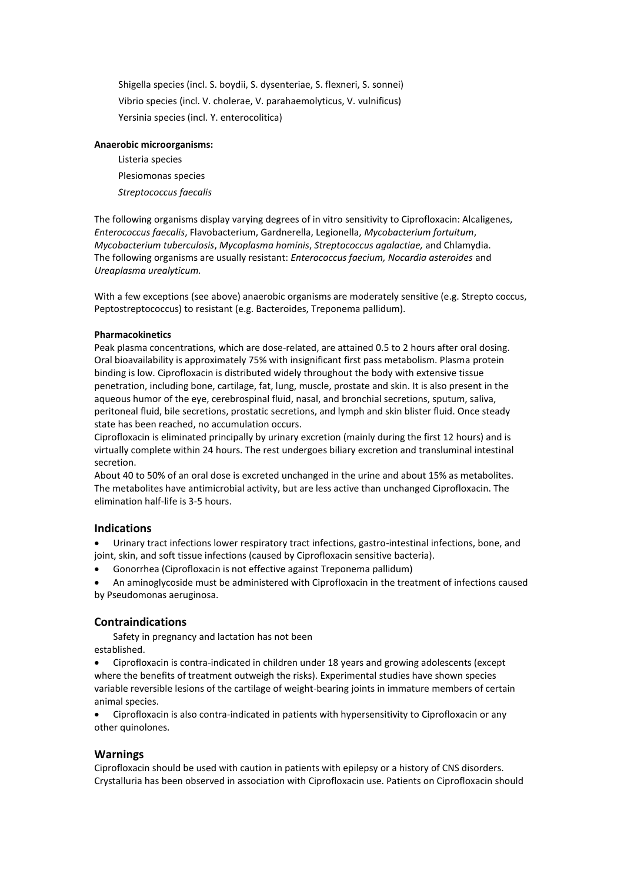Shigella species (incl. S. boydii, S. dysenteriae, S. flexneri, S. sonnei)

Vibrio species (incl. V. cholerae, V. parahaemolyticus, V. vulnificus)

Yersinia species (incl. Y. enterocolitica)

**Anaerobic microorganisms:**

Listeria species

Plesiomonas species

*Streptococcus faecalis*

The following organisms display varying degrees of in vitro sensitivity to Ciprofloxacin: Alcaligenes, *Enterococcus faecalis*, Flavobacterium, Gardnerella, Legionella, *Mycobacterium fortuitum*, *Mycobacterium tuberculosis*, *Mycoplasma hominis*, *Streptococcus agalactiae,* and Chlamydia. The following organisms are usually resistant: *Enterococcus faecium, Nocardia asteroides* and *Ureaplasma urealyticum.*

With a few exceptions (see above) anaerobic organisms are moderately sensitive (e.g. Strepto coccus, Peptostreptococcus) to resistant (e.g. Bacteroides, Treponema pallidum).

**Pharmacokinetics**

Peak plasma concentrations, which are dose-related, are attained 0.5 to 2 hours after oral dosing. Oral bioavailability is approximately 75% with insignificant first pass metabolism. Plasma protein binding is low. Ciprofloxacin is distributed widely throughout the body with extensive tissue penetration, including bone, cartilage, fat, lung, muscle, prostate and skin. It is also present in the aqueous humor of the eye, cerebrospinal fluid, nasal, and bronchial secretions, sputum, saliva, peritoneal fluid, bile secretions, prostatic secretions, and lymph and skin blister fluid. Once steady state has been reached, no accumulation occurs.

Ciprofloxacin is eliminated principally by urinary excretion (mainly during the first 12 hours) and is virtually complete within 24 hours. The rest undergoes biliary excretion and transluminal intestinal secretion.

About 40 to 50% of an oral dose is excreted unchanged in the urine and about 15% as metabolites. The metabolites have antimicrobial activity, but are less active than unchanged Ciprofloxacin. The elimination half-life is 3-5 hours.

## Indications

- Urinary tract infections lower respiratory tract infections, gastro-intestinal infections, bone, and joint, skin, and soft tissue infections (caused by Ciprofloxacin sensitive bacteria).
- Gonorrhea (Ciprofloxacin is not effective against Treponema pallidum)
- An aminoglycoside must be administered with Ciprofloxacin in the treatment of infections caused by Pseudomonas aeruginosa.

## Contraindications

Safety in pregnancy and lactation has not been established.

- Ciprofloxacin is contra-indicated in children under 18 years and growing adolescents (except where the benefits of treatment outweigh the risks). Experimental studies have shown species variable reversible lesions of the cartilage of weight-bearing joints in immature members of certain animal species.
- Ciprofloxacin is also contra-indicated in patients with hypersensitivity to Ciprofloxacin or any other quinolones.

## Warnings

Ciprofloxacin should be used with caution in patients with epilepsy or a history of CNS disorders. Crystalluria has been observed in association with Ciprofloxacin use. Patients on Ciprofloxacin should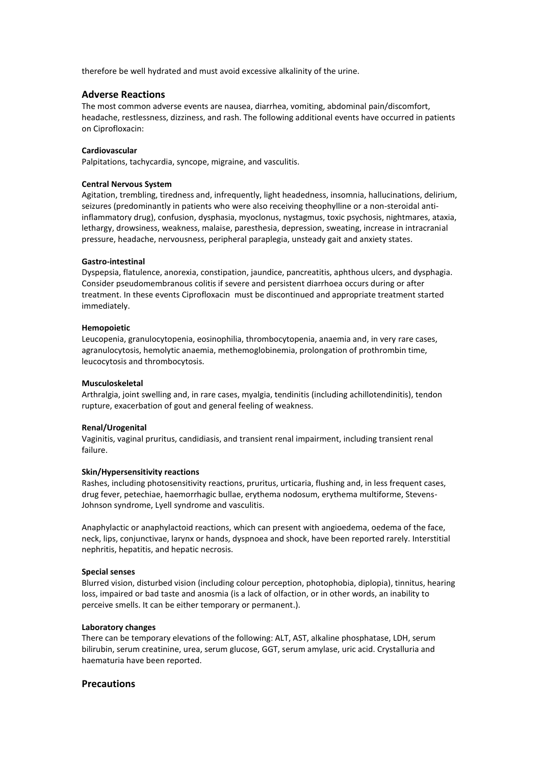therefore be well hydrated and must avoid excessive alkalinity of the urine.

## Adverse Reactions

The most common adverse events are nausea, diarrhea, vomiting, abdominal pain/discomfort, headache, restlessness, dizziness, and rash. The following additional events have occurred in patients on Ciprofloxacin:

**Cardiovascular**

Palpitations, tachycardia, syncope, migraine, and vasculitis.

**Central Nervous System**

Agitation, trembling, tiredness and, infrequently, light headedness, insomnia, hallucinations, delirium, seizures (predominantly in patients who were also receiving theophylline or a non-steroidal anti-inflammatory drug), confusion, dysphasia, myoclonus, nystagmus, toxic psychosis, nightmares, ataxia, lethargy, drowsiness, weakness, malaise, paresthesia, depression, sweating, increase in intracranial pressure, headache, nervousness, peripheral paraplegia, unsteady gait and anxiety states.

**Gastro-intestinal**

Dyspepsia, flatulence, anorexia, constipation, jaundice, pancreatitis, aphthous ulcers, and dysphagia. Consider pseudomembranous colitis if severe and persistent diarrhoea occurs during or after treatment. In these events Ciprofloxacin must be discontinued and appropriate treatment started immediately.

**Hemopoietic**

Leucopenia, granulocytopenia, eosinophilia, thrombocytopenia, anaemia and, in very rare cases, agranulocytosis, hemolytic anaemia, methemoglobinemia, prolongation of prothrombin time, leucocytosis and thrombocytosis.

**Musculoskeletal**

Arthralgia, joint swelling and, in rare cases, myalgia, tendinitis (including achillotendinitis), tendon rupture, exacerbation of gout and general feeling of weakness.

**Renal/Urogenital**

Vaginitis, vaginal pruritus, candidiasis, and transient renal impairment, including transient renal failure.

**Skin/Hypersensitivity reactions**

Rashes, including photosensitivity reactions, pruritus, urticaria, flushing and, in less frequent cases, drug fever, petechiae, haemorrhagic bullae, erythema nodosum, erythema multiforme, Stevens-Johnson syndrome, Lyell syndrome and vasculitis.

Anaphylactic or anaphylactoid reactions, which can present with angioedema, oedema of the face, neck, lips, conjunctivae, larynx or hands, dyspnoea and shock, have been reported rarely. Interstitial nephritis, hepatitis, and hepatic necrosis.

**Special senses**

Blurred vision, disturbed vision (including colour perception, photophobia, diplopia), tinnitus, hearing loss, impaired or bad taste and anosmia (is a lack of olfaction, or in other words, an inability to perceive smells. It can be either temporary or permanent.).

**Laboratory changes**

There can be temporary elevations of the following: ALT, AST, alkaline phosphatase, LDH, serum bilirubin, serum creatinine, urea, serum glucose, GGT, serum amylase, uric acid. Crystalluria and haematuria have been reported.

## Precautions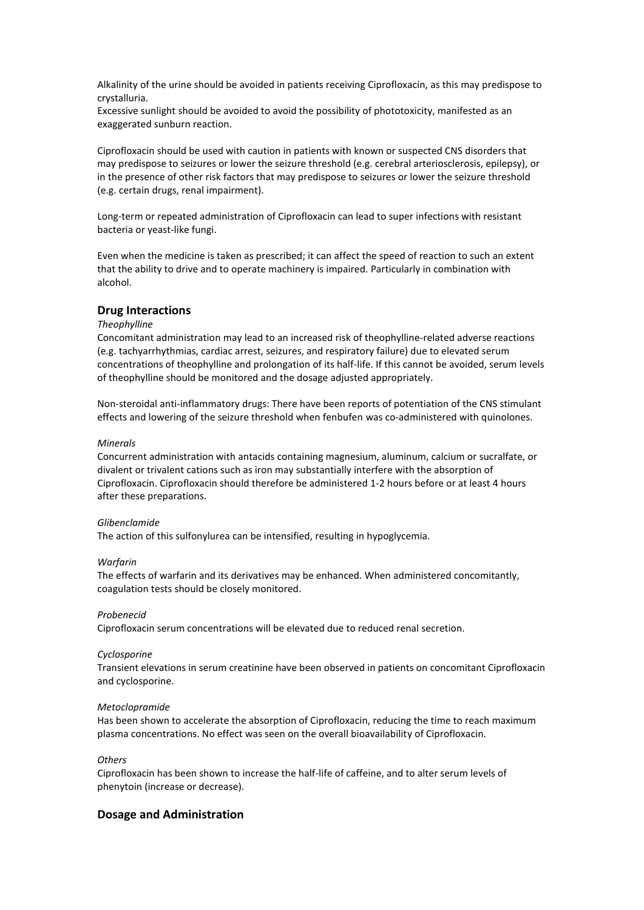Alkalinity of the urine should be avoided in patients receiving Ciprofloxacin, as this may predispose to crystalluria.
Excessive sunlight should be avoided to avoid the possibility of phototoxicity, manifested as an exaggerated sunburn reaction.

Ciprofloxacin should be used with caution in patients with known or suspected CNS disorders that may predispose to seizures or lower the seizure threshold (e.g. cerebral arteriosclerosis, epilepsy), or in the presence of other risk factors that may predispose to seizures or lower the seizure threshold (e.g. certain drugs, renal impairment).

Long-term or repeated administration of Ciprofloxacin can lead to super infections with resistant bacteria or yeast-like fungi.

Even when the medicine is taken as prescribed; it can affect the speed of reaction to such an extent that the ability to drive and to operate machinery is impaired. Particularly in combination with alcohol.

## Drug Interactions

*Theophylline*
Concomitant administration may lead to an increased risk of theophylline-related adverse reactions (e.g. tachyarrhythmias, cardiac arrest, seizures, and respiratory failure) due to elevated serum concentrations of theophylline and prolongation of its half-life. If this cannot be avoided, serum levels of theophylline should be monitored and the dosage adjusted appropriately.

Non-steroidal anti-inflammatory drugs: There have been reports of potentiation of the CNS stimulant effects and lowering of the seizure threshold when fenbufen was co-administered with quinolones.

*Minerals*
Concurrent administration with antacids containing magnesium, aluminum, calcium or sucralfate, or divalent or trivalent cations such as iron may substantially interfere with the absorption of Ciprofloxacin. Ciprofloxacin should therefore be administered 1-2 hours before or at least 4 hours after these preparations.

*Glibenclamide*
The action of this sulfonylurea can be intensified, resulting in hypoglycemia.

*Warfarin*
The effects of warfarin and its derivatives may be enhanced. When administered concomitantly, coagulation tests should be closely monitored.

*Probenecid*
Ciprofloxacin serum concentrations will be elevated due to reduced renal secretion.

*Cyclosporine*
Transient elevations in serum creatinine have been observed in patients on concomitant Ciprofloxacin and cyclosporine.

*Metoclopramide*
Has been shown to accelerate the absorption of Ciprofloxacin, reducing the time to reach maximum plasma concentrations. No effect was seen on the overall bioavailability of Ciprofloxacin.

*Others*
Ciprofloxacin has been shown to increase the half-life of caffeine, and to alter serum levels of phenytoin (increase or decrease).

## Dosage and Administration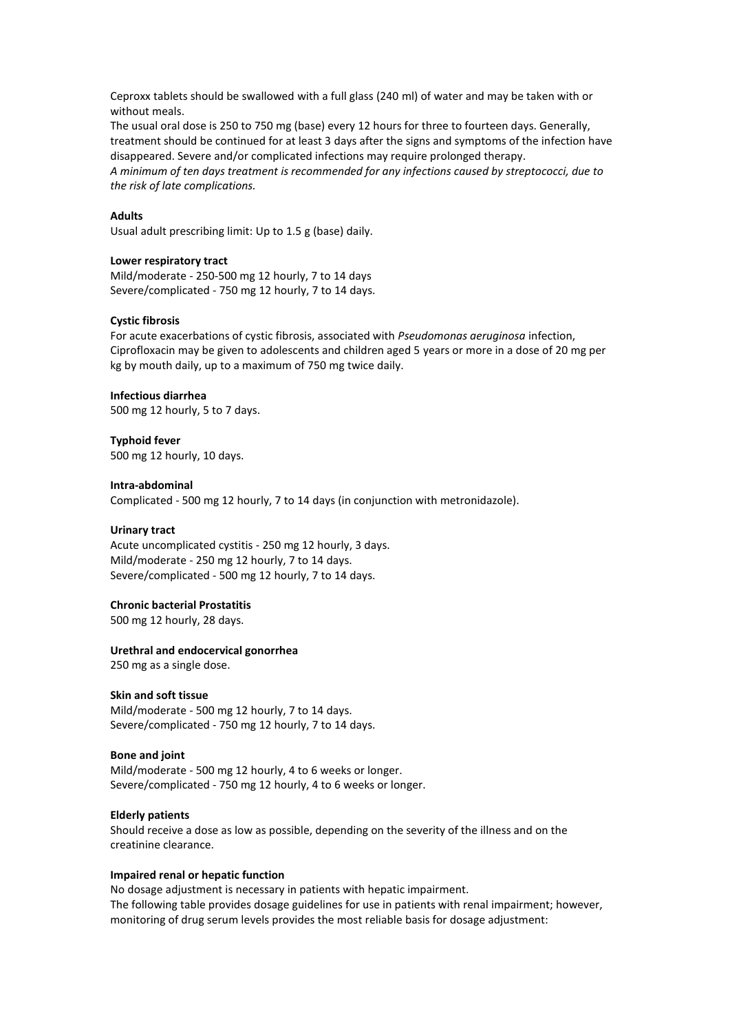Ceproxx tablets should be swallowed with a full glass (240 ml) of water and may be taken with or without meals.

The usual oral dose is 250 to 750 mg (base) every 12 hours for three to fourteen days. Generally, treatment should be continued for at least 3 days after the signs and symptoms of the infection have disappeared. Severe and/or complicated infections may require prolonged therapy.

*A minimum of ten days treatment is recommended for any infections caused by streptococci, due to the risk of late complications.*

**Adults**

Usual adult prescribing limit: Up to 1.5 g (base) daily.

**Lower respiratory tract**

Mild/moderate - 250-500 mg 12 hourly, 7 to 14 days
Severe/complicated - 750 mg 12 hourly, 7 to 14 days.

**Cystic fibrosis**

For acute exacerbations of cystic fibrosis, associated with *Pseudomonas aeruginosa* infection, Ciprofloxacin may be given to adolescents and children aged 5 years or more in a dose of 20 mg per kg by mouth daily, up to a maximum of 750 mg twice daily.

**Infectious diarrhea**

500 mg 12 hourly, 5 to 7 days.

**Typhoid fever**

500 mg 12 hourly, 10 days.

**Intra-abdominal**

Complicated - 500 mg 12 hourly, 7 to 14 days (in conjunction with metronidazole).

**Urinary tract**

Acute uncomplicated cystitis - 250 mg 12 hourly, 3 days.
Mild/moderate - 250 mg 12 hourly, 7 to 14 days.
Severe/complicated - 500 mg 12 hourly, 7 to 14 days.

**Chronic bacterial Prostatitis**

500 mg 12 hourly, 28 days.

**Urethral and endocervical gonorrhea**

250 mg as a single dose.

**Skin and soft tissue**

Mild/moderate - 500 mg 12 hourly, 7 to 14 days.
Severe/complicated - 750 mg 12 hourly, 7 to 14 days.

**Bone and joint**

Mild/moderate - 500 mg 12 hourly, 4 to 6 weeks or longer.
Severe/complicated - 750 mg 12 hourly, 4 to 6 weeks or longer.

**Elderly patients**

Should receive a dose as low as possible, depending on the severity of the illness and on the creatinine clearance.

**Impaired renal or hepatic function**

No dosage adjustment is necessary in patients with hepatic impairment.
The following table provides dosage guidelines for use in patients with renal impairment; however, monitoring of drug serum levels provides the most reliable basis for dosage adjustment: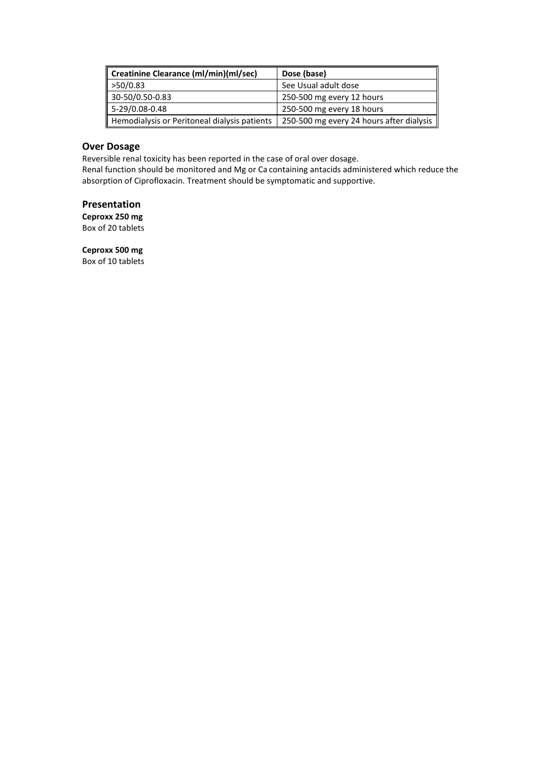| Creatinine Clearance (ml/min)(ml/sec) | Dose (base) |
|---|---|
| >50/0.83 | See Usual adult dose |
| 30-50/0.50-0.83 | 250-500 mg every 12 hours |
| 5-29/0.08-0.48 | 250-500 mg every 18 hours |
| Hemodialysis or Peritoneal dialysis patients | 250-500 mg every 24 hours after dialysis |

## Over Dosage

Reversible renal toxicity has been reported in the case of oral over dosage.
Renal function should be monitored and Mg or Ca containing antacids administered which reduce the absorption of Ciprofloxacin. Treatment should be symptomatic and supportive.

## Presentation

**Ceproxx 250 mg**
Box of 20 tablets

**Ceproxx 500 mg**
Box of 10 tablets